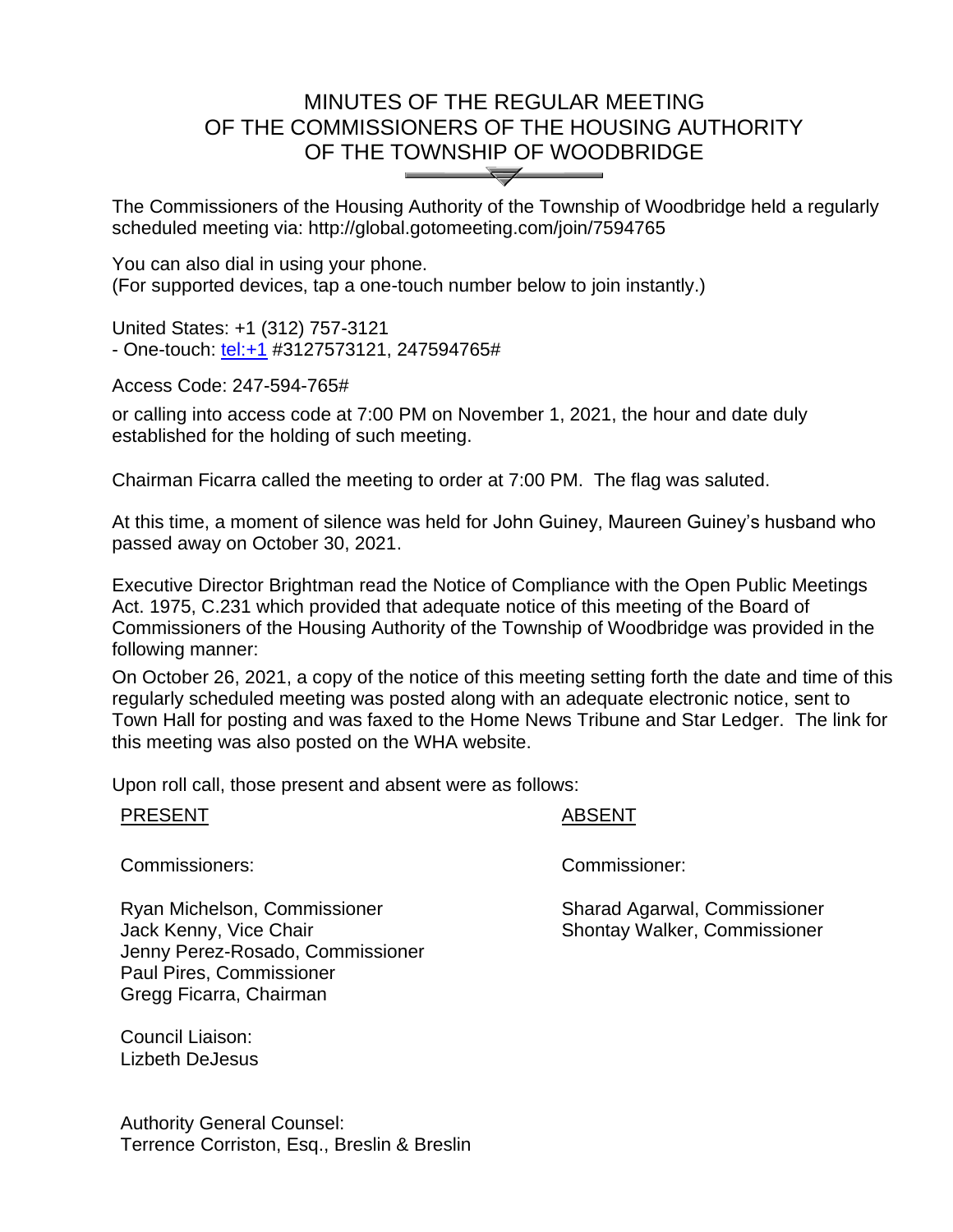# MINUTES OF THE REGULAR MEETING OF THE COMMISSIONERS OF THE HOUSING AUTHORITY OF THE TOWNSHIP OF WOODBRIDGE

The Commissioners of the Housing Authority of the Township of Woodbridge held a regularly scheduled meeting via: http://global.gotomeeting.com/join/7594765

You can also dial in using your phone.
(For supported devices, tap a one-touch number below to join instantly.)

United States: +1 (312) 757-3121
- One-touch: tel:+1 #3127573121, 247594765#

Access Code: 247-594-765#

or calling into access code at 7:00 PM on November 1, 2021, the hour and date duly established for the holding of such meeting.

Chairman Ficarra called the meeting to order at 7:00 PM. The flag was saluted.

At this time, a moment of silence was held for John Guiney, Maureen Guiney's husband who passed away on October 30, 2021.

Executive Director Brightman read the Notice of Compliance with the Open Public Meetings Act. 1975, C.231 which provided that adequate notice of this meeting of the Board of Commissioners of the Housing Authority of the Township of Woodbridge was provided in the following manner:

On October 26, 2021, a copy of the notice of this meeting setting forth the date and time of this regularly scheduled meeting was posted along with an adequate electronic notice, sent to Town Hall for posting and was faxed to the Home News Tribune and Star Ledger. The link for this meeting was also posted on the WHA website.

Upon roll call, those present and absent were as follows:

| PRESENT | ABSENT |
|---|---|
| Commissioners: | Commissioner: |
| Ryan Michelson, Commissioner | Sharad Agarwal, Commissioner |
| Jack Kenny, Vice Chair | Shontay Walker, Commissioner |
| Jenny Perez-Rosado, Commissioner | |
| Paul Pires, Commissioner | |
| Gregg Ficarra, Chairman | |

Council Liaison:
Lizbeth DeJesus

Authority General Counsel:
Terrence Corriston, Esq., Breslin & Breslin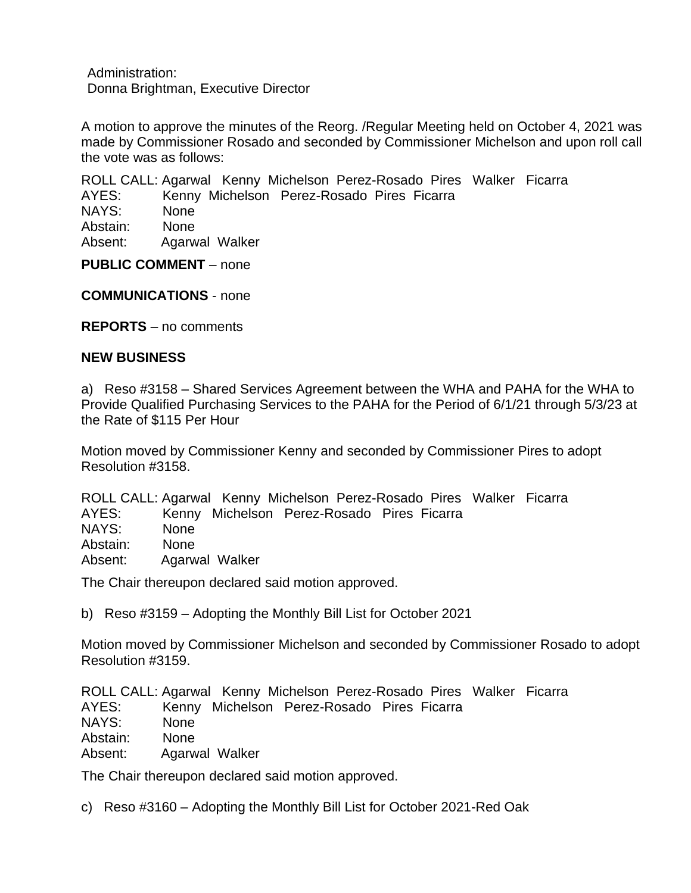Administration:
Donna Brightman, Executive Director

A motion to approve the minutes of the Reorg. /Regular Meeting held on October 4, 2021 was made by Commissioner Rosado and seconded by Commissioner Michelson and upon roll call the vote was as follows:

ROLL CALL: Agarwal Kenny Michelson Perez-Rosado Pires Walker Ficarra
AYES: Kenny Michelson Perez-Rosado Pires Ficarra
NAYS: None
Abstain: None
Absent: Agarwal Walker

**PUBLIC COMMENT** – none

**COMMUNICATIONS** - none

**REPORTS** – no comments

**NEW BUSINESS**

a) Reso #3158 – Shared Services Agreement between the WHA and PAHA for the WHA to Provide Qualified Purchasing Services to the PAHA for the Period of 6/1/21 through 5/3/23 at the Rate of $115 Per Hour

Motion moved by Commissioner Kenny and seconded by Commissioner Pires to adopt Resolution #3158.

ROLL CALL: Agarwal Kenny Michelson Perez-Rosado Pires Walker Ficarra
AYES: Kenny Michelson Perez-Rosado Pires Ficarra
NAYS: None
Abstain: None
Absent: Agarwal Walker

The Chair thereupon declared said motion approved.

b) Reso #3159 – Adopting the Monthly Bill List for October 2021

Motion moved by Commissioner Michelson and seconded by Commissioner Rosado to adopt Resolution #3159.

ROLL CALL: Agarwal Kenny Michelson Perez-Rosado Pires Walker Ficarra
AYES: Kenny Michelson Perez-Rosado Pires Ficarra
NAYS: None
Abstain: None
Absent: Agarwal Walker

The Chair thereupon declared said motion approved.

c) Reso #3160 – Adopting the Monthly Bill List for October 2021-Red Oak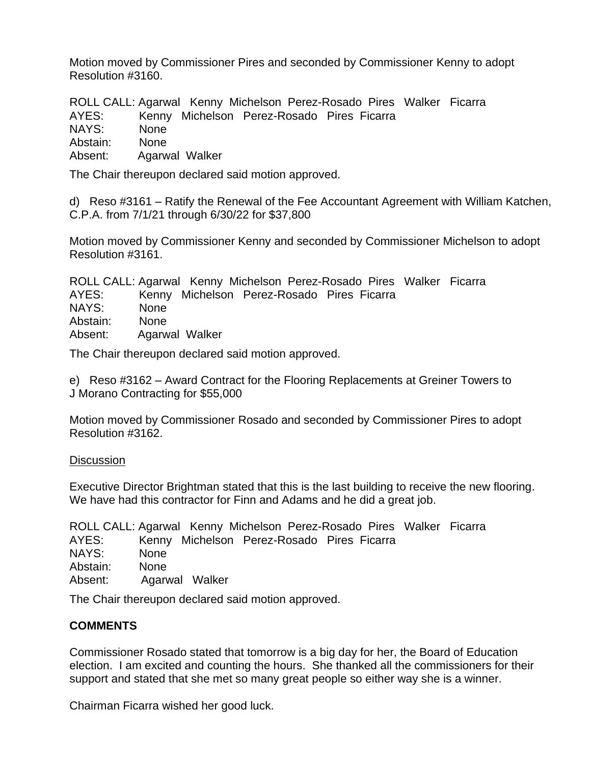Motion moved by Commissioner Pires and seconded by Commissioner Kenny to adopt Resolution #3160.

ROLL CALL: Agarwal Kenny Michelson Perez-Rosado Pires Walker Ficarra
AYES: Kenny Michelson Perez-Rosado Pires Ficarra
NAYS: None
Abstain: None
Absent: Agarwal Walker

The Chair thereupon declared said motion approved.

d) Reso #3161 – Ratify the Renewal of the Fee Accountant Agreement with William Katchen, C.P.A. from 7/1/21 through 6/30/22 for $37,800

Motion moved by Commissioner Kenny and seconded by Commissioner Michelson to adopt Resolution #3161.

ROLL CALL: Agarwal Kenny Michelson Perez-Rosado Pires Walker Ficarra
AYES: Kenny Michelson Perez-Rosado Pires Ficarra
NAYS: None
Abstain: None
Absent: Agarwal Walker

The Chair thereupon declared said motion approved.

e) Reso #3162 – Award Contract for the Flooring Replacements at Greiner Towers to J Morano Contracting for $55,000

Motion moved by Commissioner Rosado and seconded by Commissioner Pires to adopt Resolution #3162.

Discussion

Executive Director Brightman stated that this is the last building to receive the new flooring. We have had this contractor for Finn and Adams and he did a great job.

ROLL CALL: Agarwal Kenny Michelson Perez-Rosado Pires Walker Ficarra
AYES: Kenny Michelson Perez-Rosado Pires Ficarra
NAYS: None
Abstain: None
Absent: Agarwal Walker

The Chair thereupon declared said motion approved.

**COMMENTS**

Commissioner Rosado stated that tomorrow is a big day for her, the Board of Education election. I am excited and counting the hours. She thanked all the commissioners for their support and stated that she met so many great people so either way she is a winner.

Chairman Ficarra wished her good luck.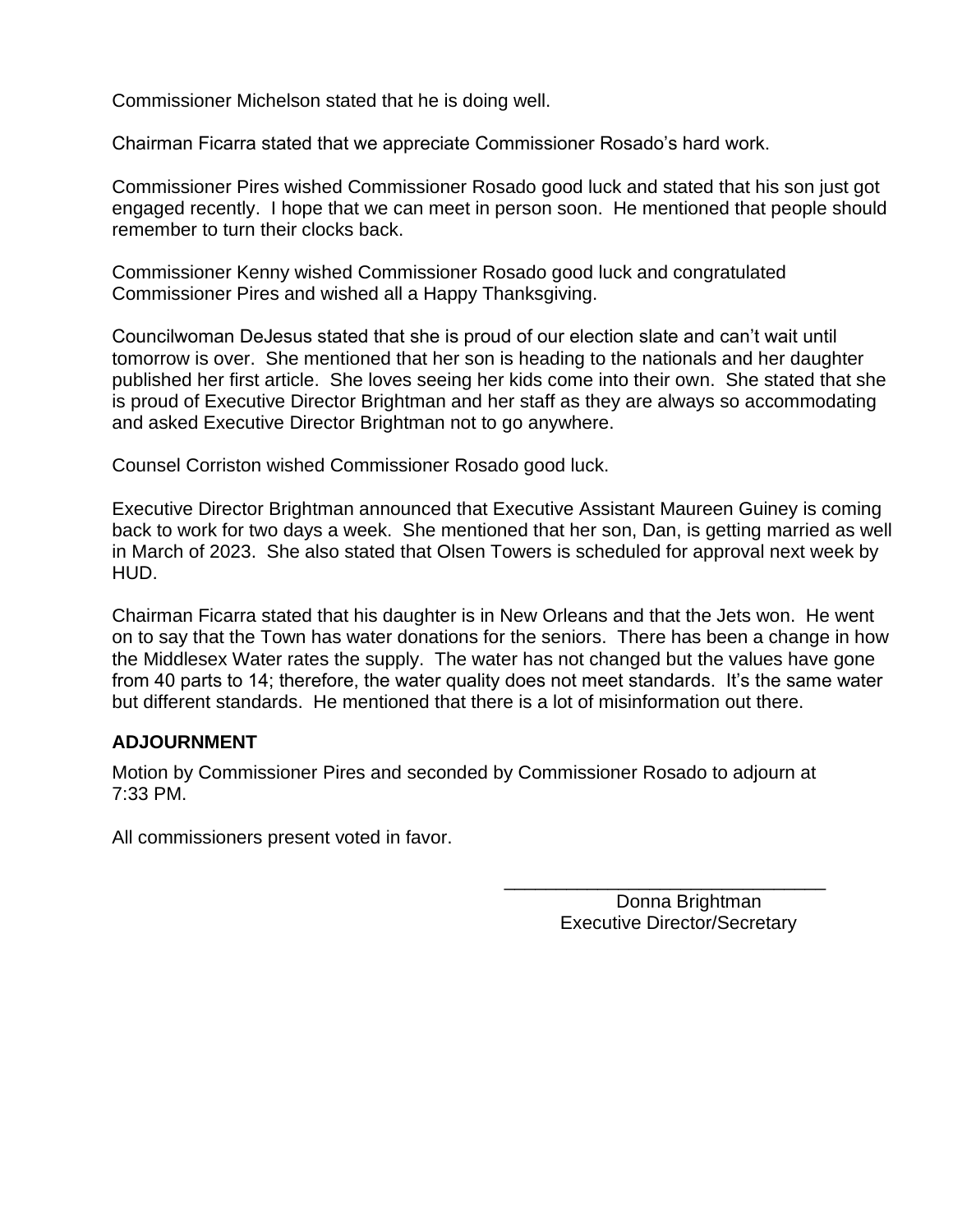Commissioner Michelson stated that he is doing well.

Chairman Ficarra stated that we appreciate Commissioner Rosado's hard work.

Commissioner Pires wished Commissioner Rosado good luck and stated that his son just got engaged recently. I hope that we can meet in person soon. He mentioned that people should remember to turn their clocks back.

Commissioner Kenny wished Commissioner Rosado good luck and congratulated Commissioner Pires and wished all a Happy Thanksgiving.

Councilwoman DeJesus stated that she is proud of our election slate and can't wait until tomorrow is over. She mentioned that her son is heading to the nationals and her daughter published her first article. She loves seeing her kids come into their own. She stated that she is proud of Executive Director Brightman and her staff as they are always so accommodating and asked Executive Director Brightman not to go anywhere.

Counsel Corriston wished Commissioner Rosado good luck.

Executive Director Brightman announced that Executive Assistant Maureen Guiney is coming back to work for two days a week. She mentioned that her son, Dan, is getting married as well in March of 2023. She also stated that Olsen Towers is scheduled for approval next week by HUD.

Chairman Ficarra stated that his daughter is in New Orleans and that the Jets won. He went on to say that the Town has water donations for the seniors. There has been a change in how the Middlesex Water rates the supply. The water has not changed but the values have gone from 40 parts to 14; therefore, the water quality does not meet standards. It's the same water but different standards. He mentioned that there is a lot of misinformation out there.

**ADJOURNMENT**

Motion by Commissioner Pires and seconded by Commissioner Rosado to adjourn at 7:33 PM.

All commissioners present voted in favor.

\_\_\_\_\_\_\_\_\_\_\_\_\_\_\_\_\_\_\_\_\_\_\_\_\_\_\_\_\_\_\_\_

Donna Brightman
Executive Director/Secretary